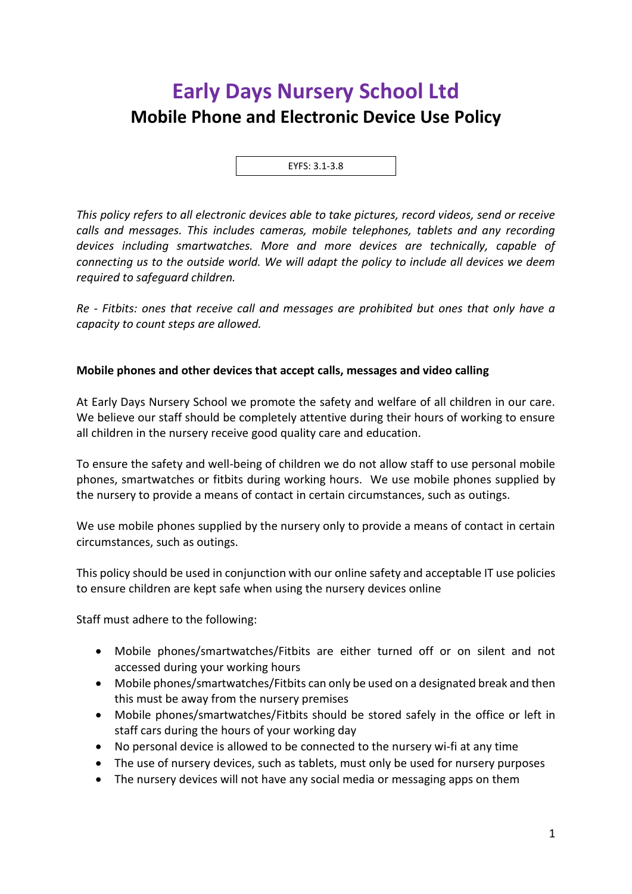# Early Days Nursery School Ltd

## Mobile Phone and Electronic Device Use Policy

EYFS: 3.1-3.8

*This policy refers to all electronic devices able to take pictures, record videos, send or receive calls and messages. This includes cameras, mobile telephones, tablets and any recording devices including smartwatches. More and more devices are technically, capable of connecting us to the outside world. We will adapt the policy to include all devices we deem required to safeguard children.*

*Re - Fitbits: ones that receive call and messages are prohibited but ones that only have a capacity to count steps are allowed.*

**Mobile phones and other devices that accept calls, messages and video calling**

At Early Days Nursery School we promote the safety and welfare of all children in our care. We believe our staff should be completely attentive during their hours of working to ensure all children in the nursery receive good quality care and education.

To ensure the safety and well-being of children we do not allow staff to use personal mobile phones, smartwatches or fitbits during working hours. We use mobile phones supplied by the nursery to provide a means of contact in certain circumstances, such as outings.

We use mobile phones supplied by the nursery only to provide a means of contact in certain circumstances, such as outings.

This policy should be used in conjunction with our online safety and acceptable IT use policies to ensure children are kept safe when using the nursery devices online

Staff must adhere to the following:

- Mobile phones/smartwatches/Fitbits are either turned off or on silent and not accessed during your working hours
- Mobile phones/smartwatches/Fitbits can only be used on a designated break and then this must be away from the nursery premises
- Mobile phones/smartwatches/Fitbits should be stored safely in the office or left in staff cars during the hours of your working day
- No personal device is allowed to be connected to the nursery wi-fi at any time
- The use of nursery devices, such as tablets, must only be used for nursery purposes
- The nursery devices will not have any social media or messaging apps on them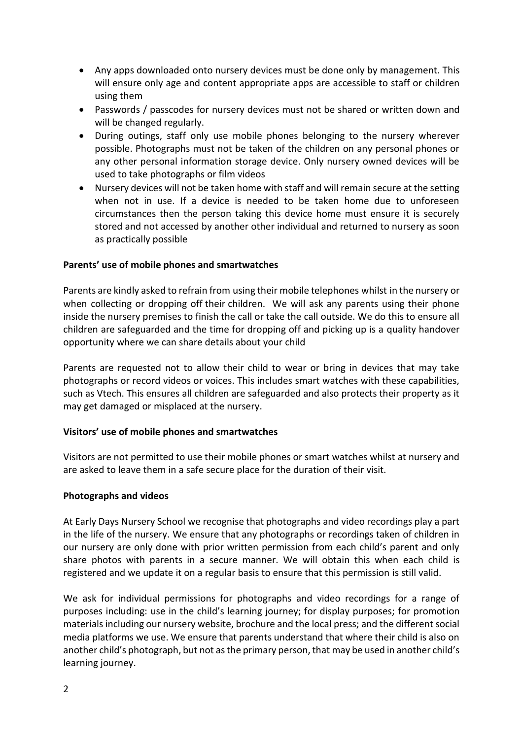- Any apps downloaded onto nursery devices must be done only by management. This will ensure only age and content appropriate apps are accessible to staff or children using them
- Passwords / passcodes for nursery devices must not be shared or written down and will be changed regularly.
- During outings, staff only use mobile phones belonging to the nursery wherever possible. Photographs must not be taken of the children on any personal phones or any other personal information storage device. Only nursery owned devices will be used to take photographs or film videos
- Nursery devices will not be taken home with staff and will remain secure at the setting when not in use. If a device is needed to be taken home due to unforeseen circumstances then the person taking this device home must ensure it is securely stored and not accessed by another other individual and returned to nursery as soon as practically possible

**Parents' use of mobile phones and smartwatches**

Parents are kindly asked to refrain from using their mobile telephones whilst in the nursery or when collecting or dropping off their children. We will ask any parents using their phone inside the nursery premises to finish the call or take the call outside. We do this to ensure all children are safeguarded and the time for dropping off and picking up is a quality handover opportunity where we can share details about your child

Parents are requested not to allow their child to wear or bring in devices that may take photographs or record videos or voices. This includes smart watches with these capabilities, such as Vtech. This ensures all children are safeguarded and also protects their property as it may get damaged or misplaced at the nursery.

**Visitors' use of mobile phones and smartwatches**

Visitors are not permitted to use their mobile phones or smart watches whilst at nursery and are asked to leave them in a safe secure place for the duration of their visit.

**Photographs and videos**

At Early Days Nursery School we recognise that photographs and video recordings play a part in the life of the nursery. We ensure that any photographs or recordings taken of children in our nursery are only done with prior written permission from each child's parent and only share photos with parents in a secure manner. We will obtain this when each child is registered and we update it on a regular basis to ensure that this permission is still valid.

We ask for individual permissions for photographs and video recordings for a range of purposes including: use in the child's learning journey; for display purposes; for promotion materials including our nursery website, brochure and the local press; and the different social media platforms we use. We ensure that parents understand that where their child is also on another child's photograph, but not as the primary person, that may be used in another child's learning journey.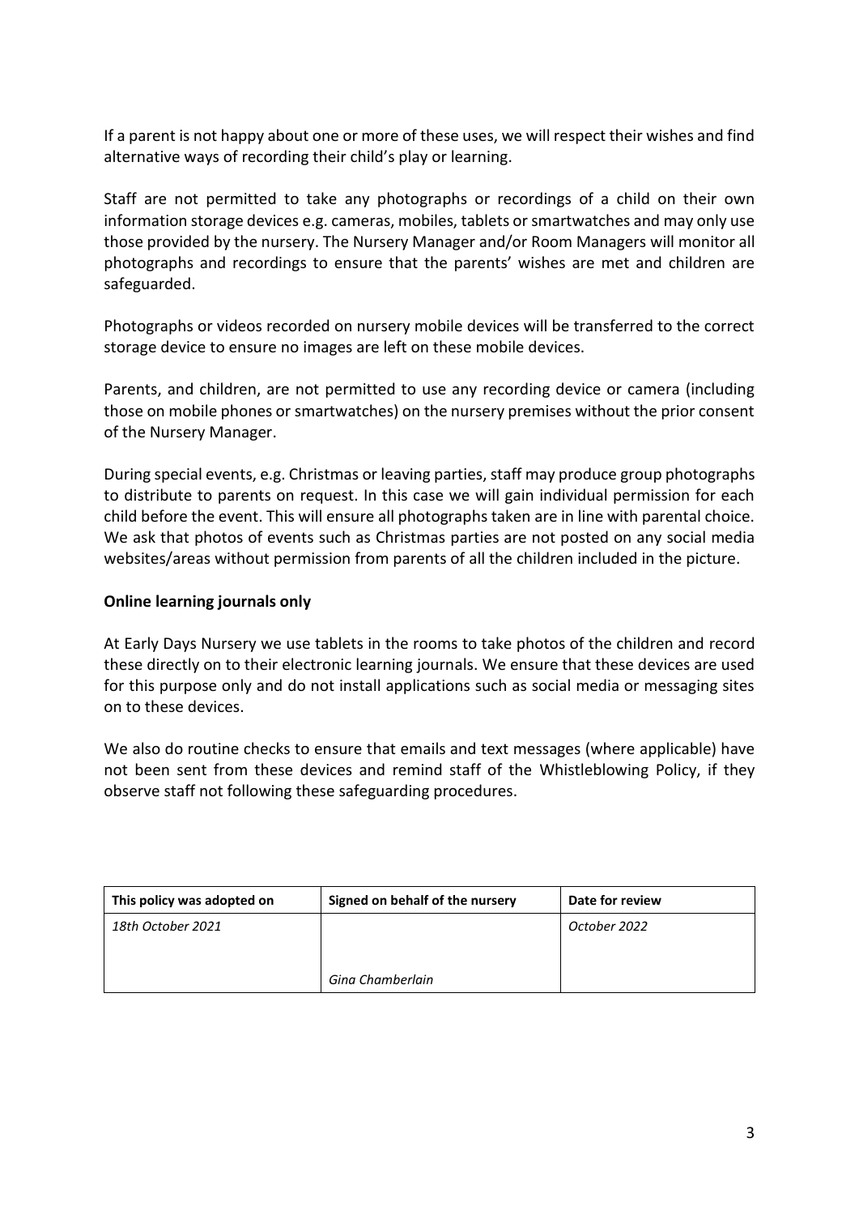If a parent is not happy about one or more of these uses, we will respect their wishes and find alternative ways of recording their child's play or learning.

Staff are not permitted to take any photographs or recordings of a child on their own information storage devices e.g. cameras, mobiles, tablets or smartwatches and may only use those provided by the nursery. The Nursery Manager and/or Room Managers will monitor all photographs and recordings to ensure that the parents' wishes are met and children are safeguarded.

Photographs or videos recorded on nursery mobile devices will be transferred to the correct storage device to ensure no images are left on these mobile devices.

Parents, and children, are not permitted to use any recording device or camera (including those on mobile phones or smartwatches) on the nursery premises without the prior consent of the Nursery Manager.

During special events, e.g. Christmas or leaving parties, staff may produce group photographs to distribute to parents on request. In this case we will gain individual permission for each child before the event. This will ensure all photographs taken are in line with parental choice. We ask that photos of events such as Christmas parties are not posted on any social media websites/areas without permission from parents of all the children included in the picture.

**Online learning journals only**

At Early Days Nursery we use tablets in the rooms to take photos of the children and record these directly on to their electronic learning journals. We ensure that these devices are used for this purpose only and do not install applications such as social media or messaging sites on to these devices.

We also do routine checks to ensure that emails and text messages (where applicable) have not been sent from these devices and remind staff of the Whistleblowing Policy, if they observe staff not following these safeguarding procedures.

| **This policy was adopted on** | **Signed on behalf of the nursery** | **Date for review** |
|---|---|---|
| *18th October 2021* | *Gina Chamberlain* | *October 2022* |